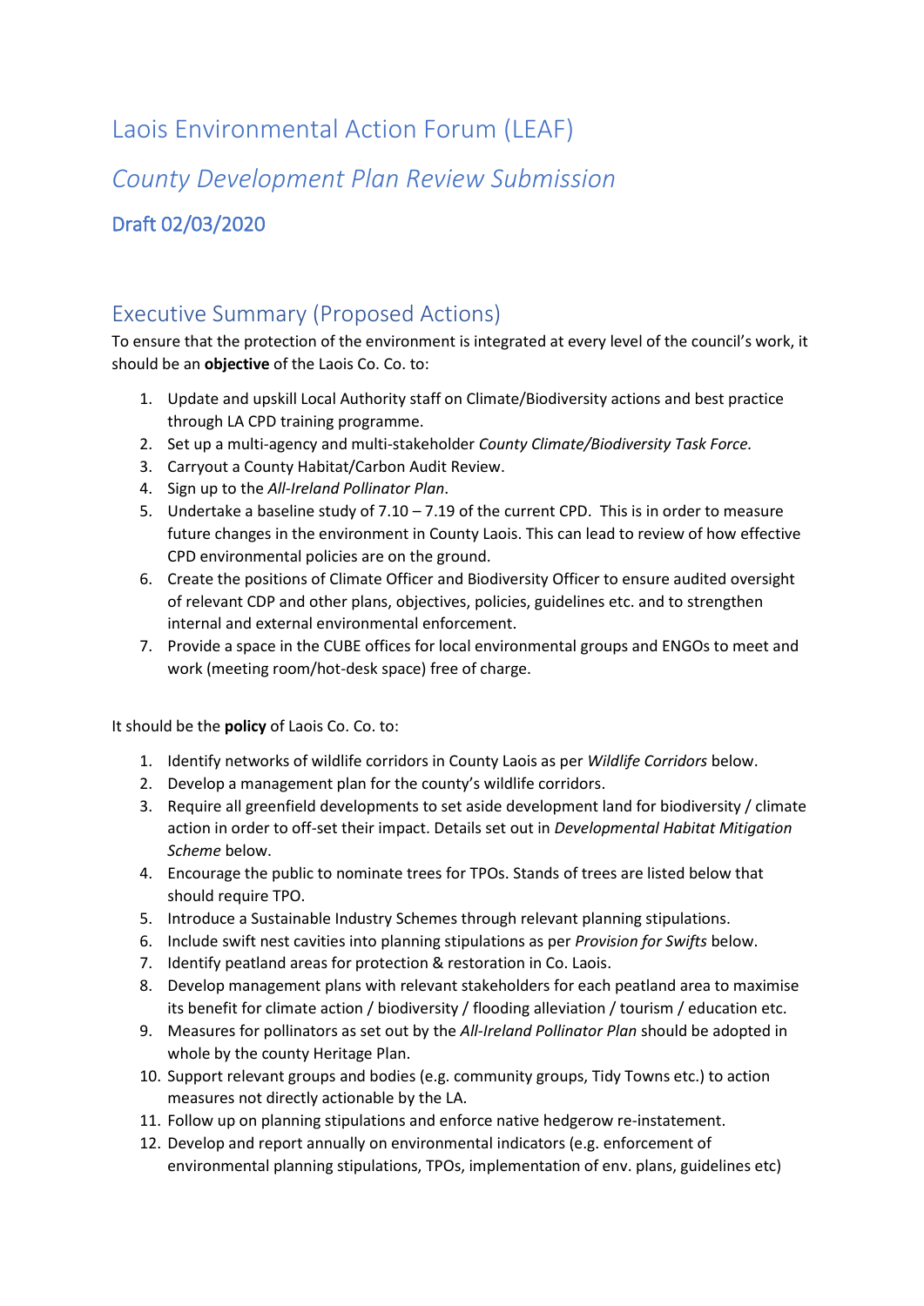# Laois Environmental Action Forum (LEAF)

## *County Development Plan Review Submission*

### Draft 02/03/2020

## Executive Summary (Proposed Actions)

To ensure that the protection of the environment is integrated at every level of the council's work, it should be an **objective** of the Laois Co. Co. to:

1. Update and upskill Local Authority staff on Climate/Biodiversity actions and best practice through LA CPD training programme.
2. Set up a multi-agency and multi-stakeholder *County Climate/Biodiversity Task Force.*
3. Carryout a County Habitat/Carbon Audit Review.
4. Sign up to the *All-Ireland Pollinator Plan*.
5. Undertake a baseline study of 7.10 – 7.19 of the current CPD. This is in order to measure future changes in the environment in County Laois. This can lead to review of how effective CPD environmental policies are on the ground.
6. Create the positions of Climate Officer and Biodiversity Officer to ensure audited oversight of relevant CDP and other plans, objectives, policies, guidelines etc. and to strengthen internal and external environmental enforcement.
7. Provide a space in the CUBE offices for local environmental groups and ENGOs to meet and work (meeting room/hot-desk space) free of charge.

It should be the **policy** of Laois Co. Co. to:

1. Identify networks of wildlife corridors in County Laois as per *Wildlife Corridors* below.
2. Develop a management plan for the county's wildlife corridors.
3. Require all greenfield developments to set aside development land for biodiversity / climate action in order to off-set their impact. Details set out in *Developmental Habitat Mitigation Scheme* below.
4. Encourage the public to nominate trees for TPOs. Stands of trees are listed below that should require TPO.
5. Introduce a Sustainable Industry Schemes through relevant planning stipulations.
6. Include swift nest cavities into planning stipulations as per *Provision for Swifts* below.
7. Identify peatland areas for protection & restoration in Co. Laois.
8. Develop management plans with relevant stakeholders for each peatland area to maximise its benefit for climate action / biodiversity / flooding alleviation / tourism / education etc.
9. Measures for pollinators as set out by the *All-Ireland Pollinator Plan* should be adopted in whole by the county Heritage Plan.
10. Support relevant groups and bodies (e.g. community groups, Tidy Towns etc.) to action measures not directly actionable by the LA.
11. Follow up on planning stipulations and enforce native hedgerow re-instatement.
12. Develop and report annually on environmental indicators (e.g. enforcement of environmental planning stipulations, TPOs, implementation of env. plans, guidelines etc)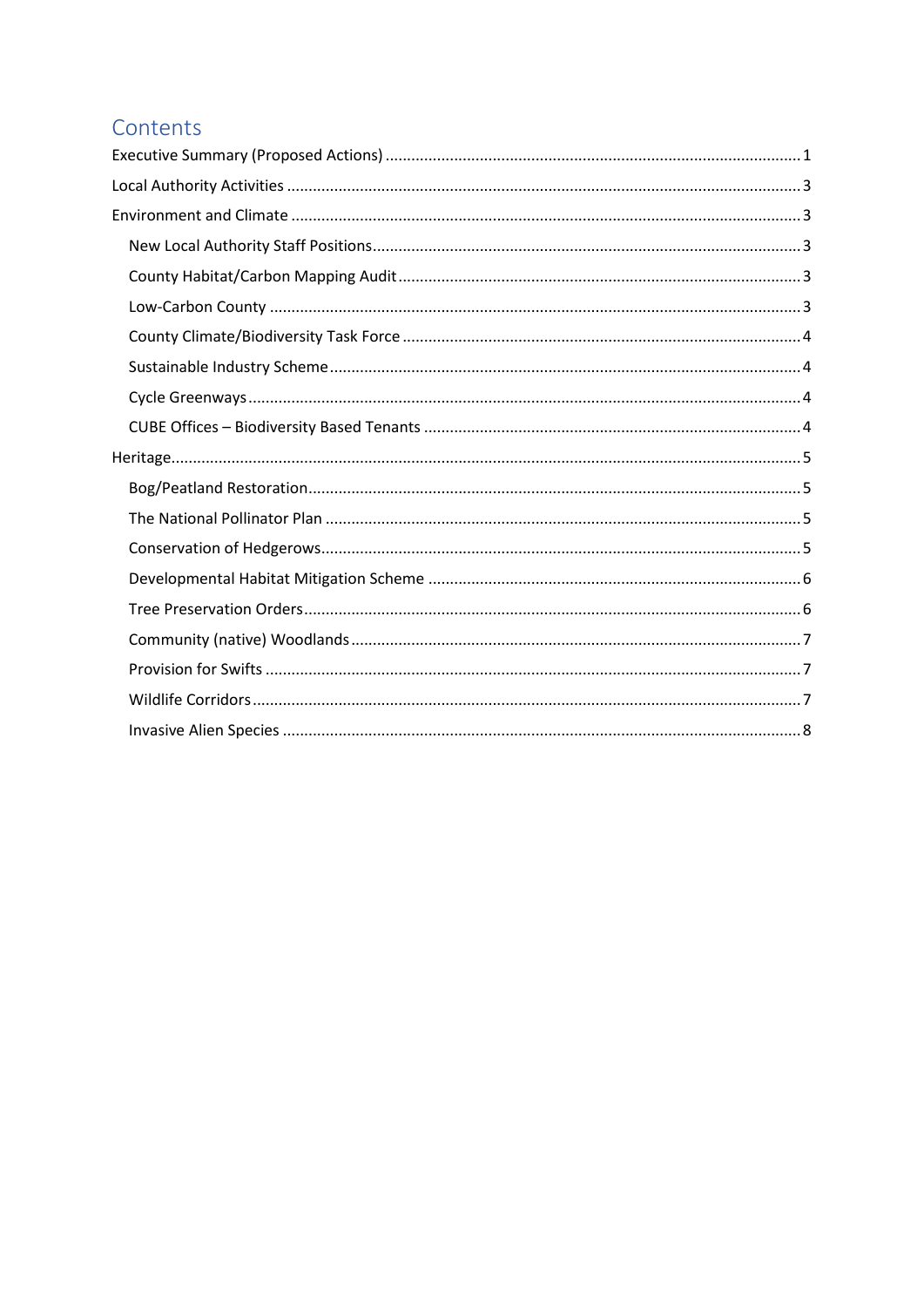# Contents

- Executive Summary (Proposed Actions) ... 1
- Local Authority Activities ... 3
- Environment and Climate ... 3
  - New Local Authority Staff Positions ... 3
  - County Habitat/Carbon Mapping Audit ... 3
  - Low-Carbon County ... 3
  - County Climate/Biodiversity Task Force ... 4
  - Sustainable Industry Scheme ... 4
  - Cycle Greenways ... 4
  - CUBE Offices – Biodiversity Based Tenants ... 4
- Heritage ... 5
  - Bog/Peatland Restoration ... 5
  - The National Pollinator Plan ... 5
  - Conservation of Hedgerows ... 5
  - Developmental Habitat Mitigation Scheme ... 6
  - Tree Preservation Orders ... 6
  - Community (native) Woodlands ... 7
  - Provision for Swifts ... 7
  - Wildlife Corridors ... 7
  - Invasive Alien Species ... 8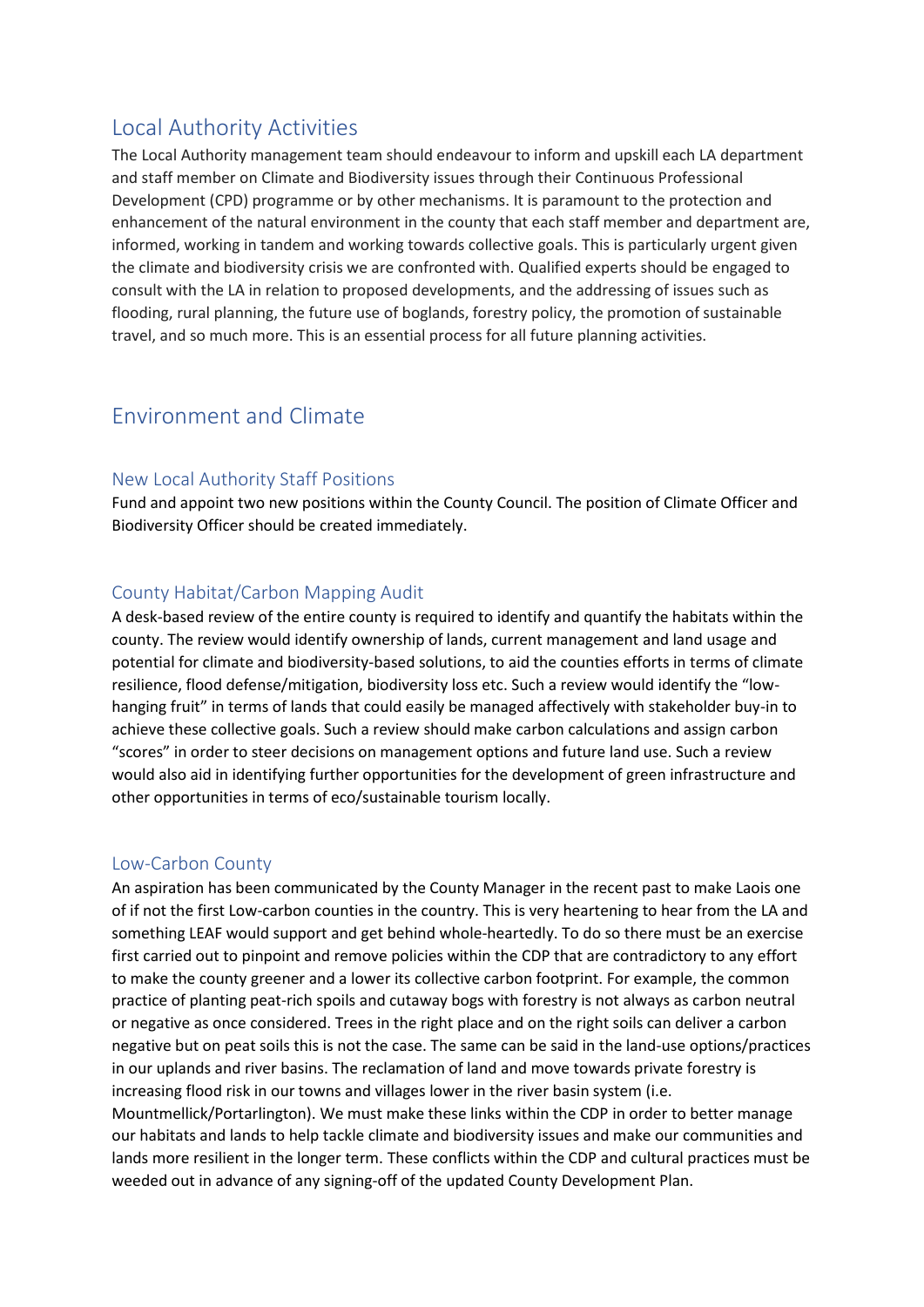## Local Authority Activities

The Local Authority management team should endeavour to inform and upskill each LA department and staff member on Climate and Biodiversity issues through their Continuous Professional Development (CPD) programme or by other mechanisms. It is paramount to the protection and enhancement of the natural environment in the county that each staff member and department are, informed, working in tandem and working towards collective goals. This is particularly urgent given the climate and biodiversity crisis we are confronted with. Qualified experts should be engaged to consult with the LA in relation to proposed developments, and the addressing of issues such as flooding, rural planning, the future use of boglands, forestry policy, the promotion of sustainable travel, and so much more. This is an essential process for all future planning activities.

## Environment and Climate

### New Local Authority Staff Positions

Fund and appoint two new positions within the County Council. The position of Climate Officer and Biodiversity Officer should be created immediately.

### County Habitat/Carbon Mapping Audit

A desk-based review of the entire county is required to identify and quantify the habitats within the county. The review would identify ownership of lands, current management and land usage and potential for climate and biodiversity-based solutions, to aid the counties efforts in terms of climate resilience, flood defense/mitigation, biodiversity loss etc. Such a review would identify the "low-hanging fruit" in terms of lands that could easily be managed affectively with stakeholder buy-in to achieve these collective goals. Such a review should make carbon calculations and assign carbon "scores" in order to steer decisions on management options and future land use. Such a review would also aid in identifying further opportunities for the development of green infrastructure and other opportunities in terms of eco/sustainable tourism locally.

### Low-Carbon County

An aspiration has been communicated by the County Manager in the recent past to make Laois one of if not the first Low-carbon counties in the country. This is very heartening to hear from the LA and something LEAF would support and get behind whole-heartedly. To do so there must be an exercise first carried out to pinpoint and remove policies within the CDP that are contradictory to any effort to make the county greener and a lower its collective carbon footprint. For example, the common practice of planting peat-rich spoils and cutaway bogs with forestry is not always as carbon neutral or negative as once considered. Trees in the right place and on the right soils can deliver a carbon negative but on peat soils this is not the case. The same can be said in the land-use options/practices in our uplands and river basins. The reclamation of land and move towards private forestry is increasing flood risk in our towns and villages lower in the river basin system (i.e. Mountmellick/Portarlington). We must make these links within the CDP in order to better manage our habitats and lands to help tackle climate and biodiversity issues and make our communities and lands more resilient in the longer term. These conflicts within the CDP and cultural practices must be weeded out in advance of any signing-off of the updated County Development Plan.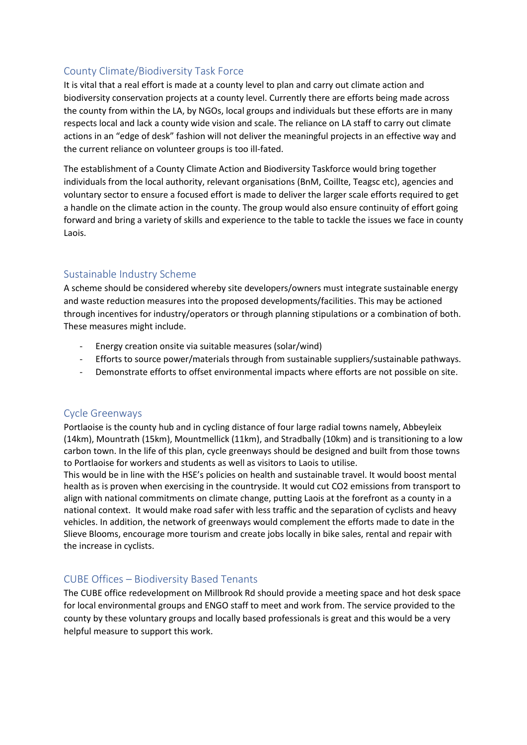## County Climate/Biodiversity Task Force

It is vital that a real effort is made at a county level to plan and carry out climate action and biodiversity conservation projects at a county level. Currently there are efforts being made across the county from within the LA, by NGOs, local groups and individuals but these efforts are in many respects local and lack a county wide vision and scale. The reliance on LA staff to carry out climate actions in an "edge of desk" fashion will not deliver the meaningful projects in an effective way and the current reliance on volunteer groups is too ill-fated.

The establishment of a County Climate Action and Biodiversity Taskforce would bring together individuals from the local authority, relevant organisations (BnM, Coillte, Teagsc etc), agencies and voluntary sector to ensure a focused effort is made to deliver the larger scale efforts required to get a handle on the climate action in the county. The group would also ensure continuity of effort going forward and bring a variety of skills and experience to the table to tackle the issues we face in county Laois.

## Sustainable Industry Scheme

A scheme should be considered whereby site developers/owners must integrate sustainable energy and waste reduction measures into the proposed developments/facilities. This may be actioned through incentives for industry/operators or through planning stipulations or a combination of both. These measures might include.

- Energy creation onsite via suitable measures (solar/wind)
- Efforts to source power/materials through from sustainable suppliers/sustainable pathways.
- Demonstrate efforts to offset environmental impacts where efforts are not possible on site.

## Cycle Greenways

Portlaoise is the county hub and in cycling distance of four large radial towns namely, Abbeyleix (14km), Mountrath (15km), Mountmellick (11km), and Stradbally (10km) and is transitioning to a low carbon town. In the life of this plan, cycle greenways should be designed and built from those towns to Portlaoise for workers and students as well as visitors to Laois to utilise.

This would be in line with the HSE's policies on health and sustainable travel. It would boost mental health as is proven when exercising in the countryside. It would cut $CO_2$ emissions from transport to align with national commitments on climate change, putting Laois at the forefront as a county in a national context. It would make road safer with less traffic and the separation of cyclists and heavy vehicles. In addition, the network of greenways would complement the efforts made to date in the Slieve Blooms, encourage more tourism and create jobs locally in bike sales, rental and repair with the increase in cyclists.

## CUBE Offices – Biodiversity Based Tenants

The CUBE office redevelopment on Millbrook Rd should provide a meeting space and hot desk space for local environmental groups and ENGO staff to meet and work from. The service provided to the county by these voluntary groups and locally based professionals is great and this would be a very helpful measure to support this work.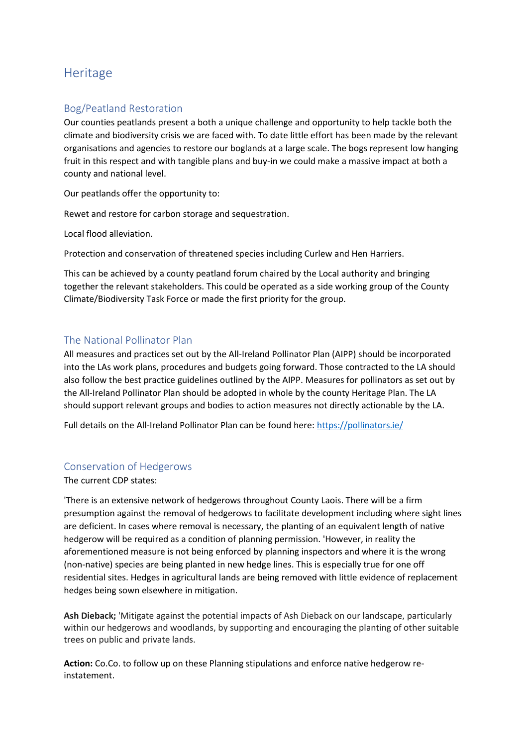# Heritage

## Bog/Peatland Restoration

Our counties peatlands present a both a unique challenge and opportunity to help tackle both the climate and biodiversity crisis we are faced with. To date little effort has been made by the relevant organisations and agencies to restore our boglands at a large scale. The bogs represent low hanging fruit in this respect and with tangible plans and buy-in we could make a massive impact at both a county and national level.

Our peatlands offer the opportunity to:

Rewet and restore for carbon storage and sequestration.

Local flood alleviation.

Protection and conservation of threatened species including Curlew and Hen Harriers.

This can be achieved by a county peatland forum chaired by the Local authority and bringing together the relevant stakeholders. This could be operated as a side working group of the County Climate/Biodiversity Task Force or made the first priority for the group.

## The National Pollinator Plan

All measures and practices set out by the All-Ireland Pollinator Plan (AIPP) should be incorporated into the LAs work plans, procedures and budgets going forward. Those contracted to the LA should also follow the best practice guidelines outlined by the AIPP. Measures for pollinators as set out by the All-Ireland Pollinator Plan should be adopted in whole by the county Heritage Plan. The LA should support relevant groups and bodies to action measures not directly actionable by the LA.

Full details on the All-Ireland Pollinator Plan can be found here: [https://pollinators.ie/](https://pollinators.ie/)

## Conservation of Hedgerows

The current CDP states:

'There is an extensive network of hedgerows throughout County Laois. There will be a firm presumption against the removal of hedgerows to facilitate development including where sight lines are deficient. In cases where removal is necessary, the planting of an equivalent length of native hedgerow will be required as a condition of planning permission. 'However, in reality the aforementioned measure is not being enforced by planning inspectors and where it is the wrong (non-native) species are being planted in new hedge lines. This is especially true for one off residential sites. Hedges in agricultural lands are being removed with little evidence of replacement hedges being sown elsewhere in mitigation.

**Ash Dieback;** 'Mitigate against the potential impacts of Ash Dieback on our landscape, particularly within our hedgerows and woodlands, by supporting and encouraging the planting of other suitable trees on public and private lands.

**Action:** Co.Co. to follow up on these Planning stipulations and enforce native hedgerow re-instatement.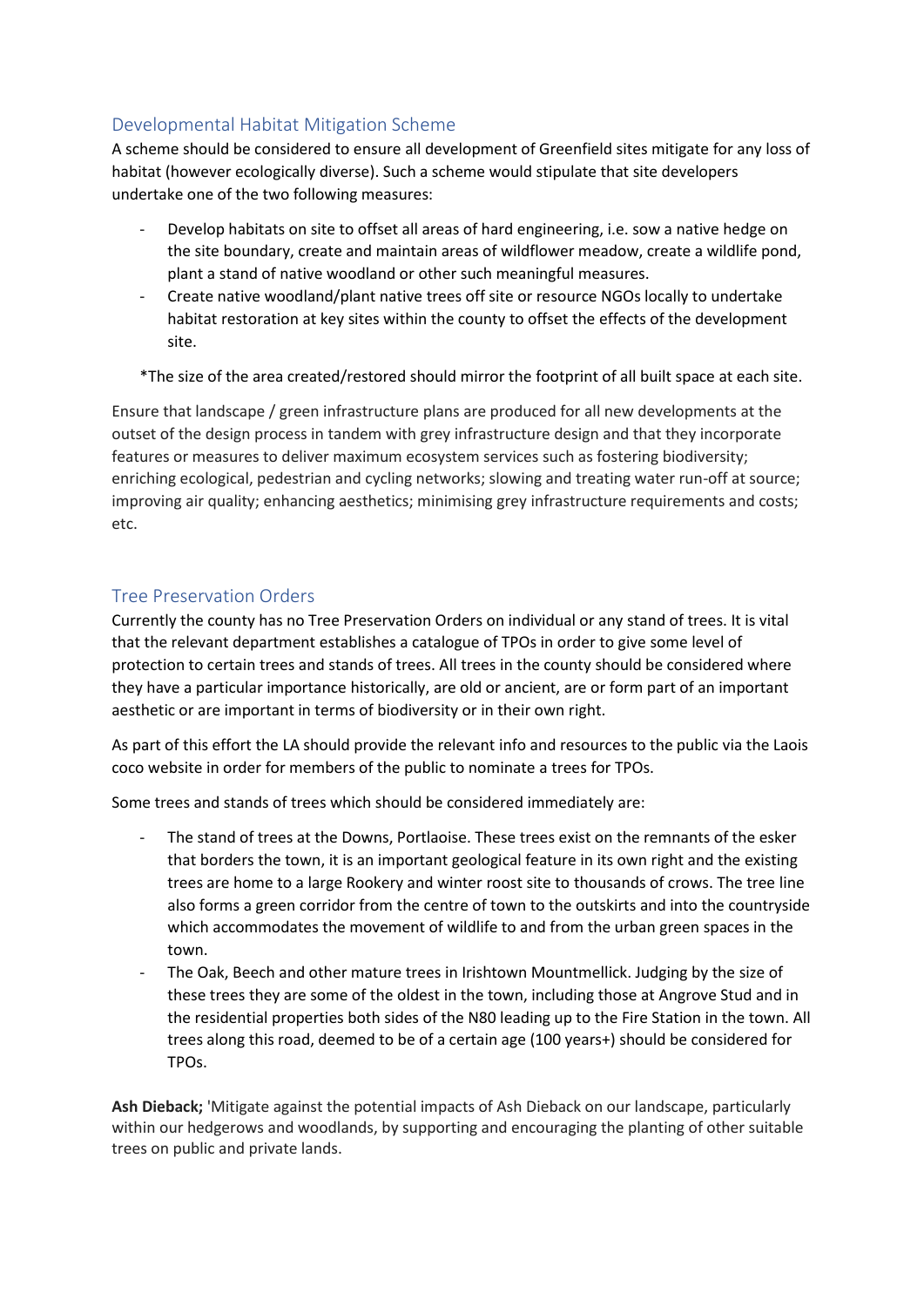## Developmental Habitat Mitigation Scheme

A scheme should be considered to ensure all development of Greenfield sites mitigate for any loss of habitat (however ecologically diverse). Such a scheme would stipulate that site developers undertake one of the two following measures:

- Develop habitats on site to offset all areas of hard engineering, i.e. sow a native hedge on the site boundary, create and maintain areas of wildflower meadow, create a wildlife pond, plant a stand of native woodland or other such meaningful measures.
- Create native woodland/plant native trees off site or resource NGOs locally to undertake habitat restoration at key sites within the county to offset the effects of the development site.

*The size of the area created/restored should mirror the footprint of all built space at each site.

Ensure that landscape / green infrastructure plans are produced for all new developments at the outset of the design process in tandem with grey infrastructure design and that they incorporate features or measures to deliver maximum ecosystem services such as fostering biodiversity; enriching ecological, pedestrian and cycling networks; slowing and treating water run-off at source; improving air quality; enhancing aesthetics; minimising grey infrastructure requirements and costs; etc.

## Tree Preservation Orders

Currently the county has no Tree Preservation Orders on individual or any stand of trees. It is vital that the relevant department establishes a catalogue of TPOs in order to give some level of protection to certain trees and stands of trees. All trees in the county should be considered where they have a particular importance historically, are old or ancient, are or form part of an important aesthetic or are important in terms of biodiversity or in their own right.

As part of this effort the LA should provide the relevant info and resources to the public via the Laois coco website in order for members of the public to nominate a trees for TPOs.

Some trees and stands of trees which should be considered immediately are:

- The stand of trees at the Downs, Portlaoise. These trees exist on the remnants of the esker that borders the town, it is an important geological feature in its own right and the existing trees are home to a large Rookery and winter roost site to thousands of crows. The tree line also forms a green corridor from the centre of town to the outskirts and into the countryside which accommodates the movement of wildlife to and from the urban green spaces in the town.
- The Oak, Beech and other mature trees in Irishtown Mountmellick. Judging by the size of these trees they are some of the oldest in the town, including those at Angrove Stud and in the residential properties both sides of the N80 leading up to the Fire Station in the town. All trees along this road, deemed to be of a certain age (100 years+) should be considered for TPOs.

**Ash Dieback;** 'Mitigate against the potential impacts of Ash Dieback on our landscape, particularly within our hedgerows and woodlands, by supporting and encouraging the planting of other suitable trees on public and private lands.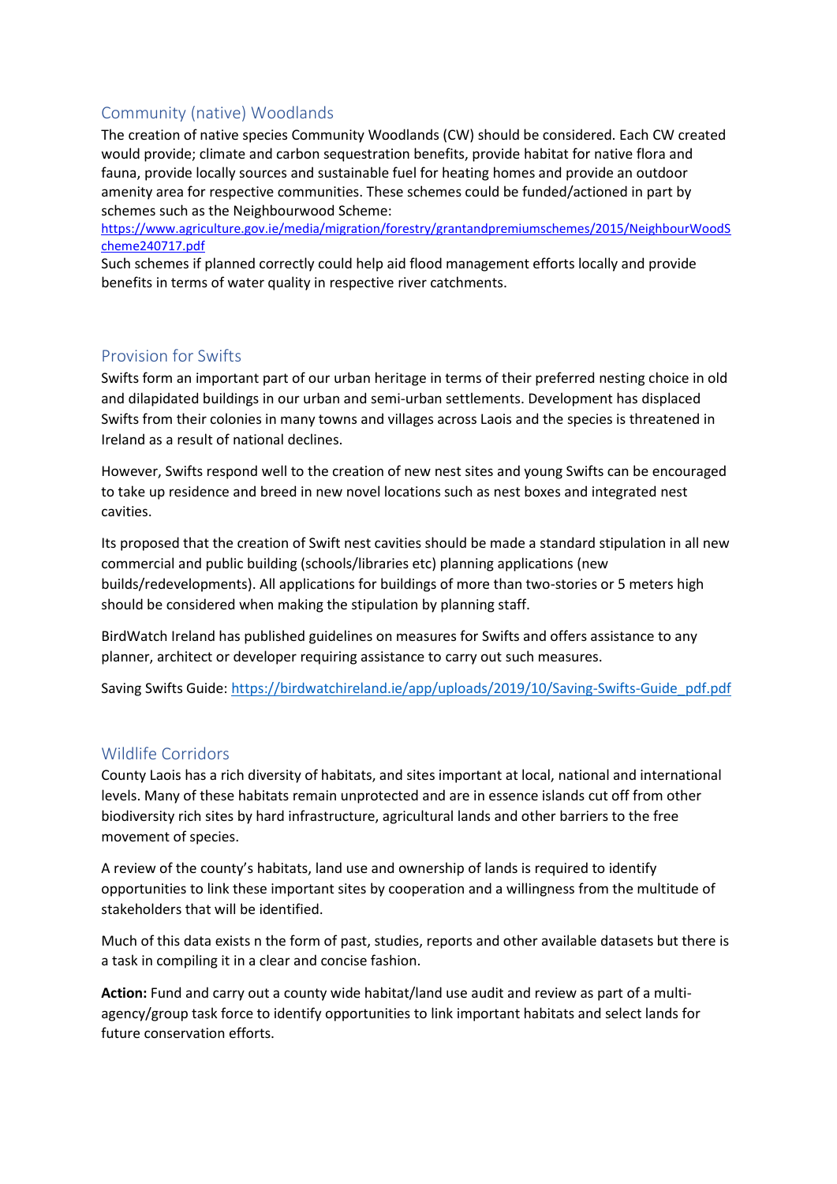## Community (native) Woodlands

The creation of native species Community Woodlands (CW) should be considered. Each CW created would provide; climate and carbon sequestration benefits, provide habitat for native flora and fauna, provide locally sources and sustainable fuel for heating homes and provide an outdoor amenity area for respective communities. These schemes could be funded/actioned in part by schemes such as the Neighbourwood Scheme:
https://www.agriculture.gov.ie/media/migration/forestry/grantandpremiumschemes/2015/NeighbourWoodScheme240717.pdf

Such schemes if planned correctly could help aid flood management efforts locally and provide benefits in terms of water quality in respective river catchments.

## Provision for Swifts

Swifts form an important part of our urban heritage in terms of their preferred nesting choice in old and dilapidated buildings in our urban and semi-urban settlements. Development has displaced Swifts from their colonies in many towns and villages across Laois and the species is threatened in Ireland as a result of national declines.

However, Swifts respond well to the creation of new nest sites and young Swifts can be encouraged to take up residence and breed in new novel locations such as nest boxes and integrated nest cavities.

Its proposed that the creation of Swift nest cavities should be made a standard stipulation in all new commercial and public building (schools/libraries etc) planning applications (new builds/redevelopments). All applications for buildings of more than two-stories or 5 meters high should be considered when making the stipulation by planning staff.

BirdWatch Ireland has published guidelines on measures for Swifts and offers assistance to any planner, architect or developer requiring assistance to carry out such measures.

Saving Swifts Guide: https://birdwatchireland.ie/app/uploads/2019/10/Saving-Swifts-Guide_pdf.pdf

## Wildlife Corridors

County Laois has a rich diversity of habitats, and sites important at local, national and international levels. Many of these habitats remain unprotected and are in essence islands cut off from other biodiversity rich sites by hard infrastructure, agricultural lands and other barriers to the free movement of species.

A review of the county's habitats, land use and ownership of lands is required to identify opportunities to link these important sites by cooperation and a willingness from the multitude of stakeholders that will be identified.

Much of this data exists n the form of past, studies, reports and other available datasets but there is a task in compiling it in a clear and concise fashion.

**Action:** Fund and carry out a county wide habitat/land use audit and review as part of a multi-agency/group task force to identify opportunities to link important habitats and select lands for future conservation efforts.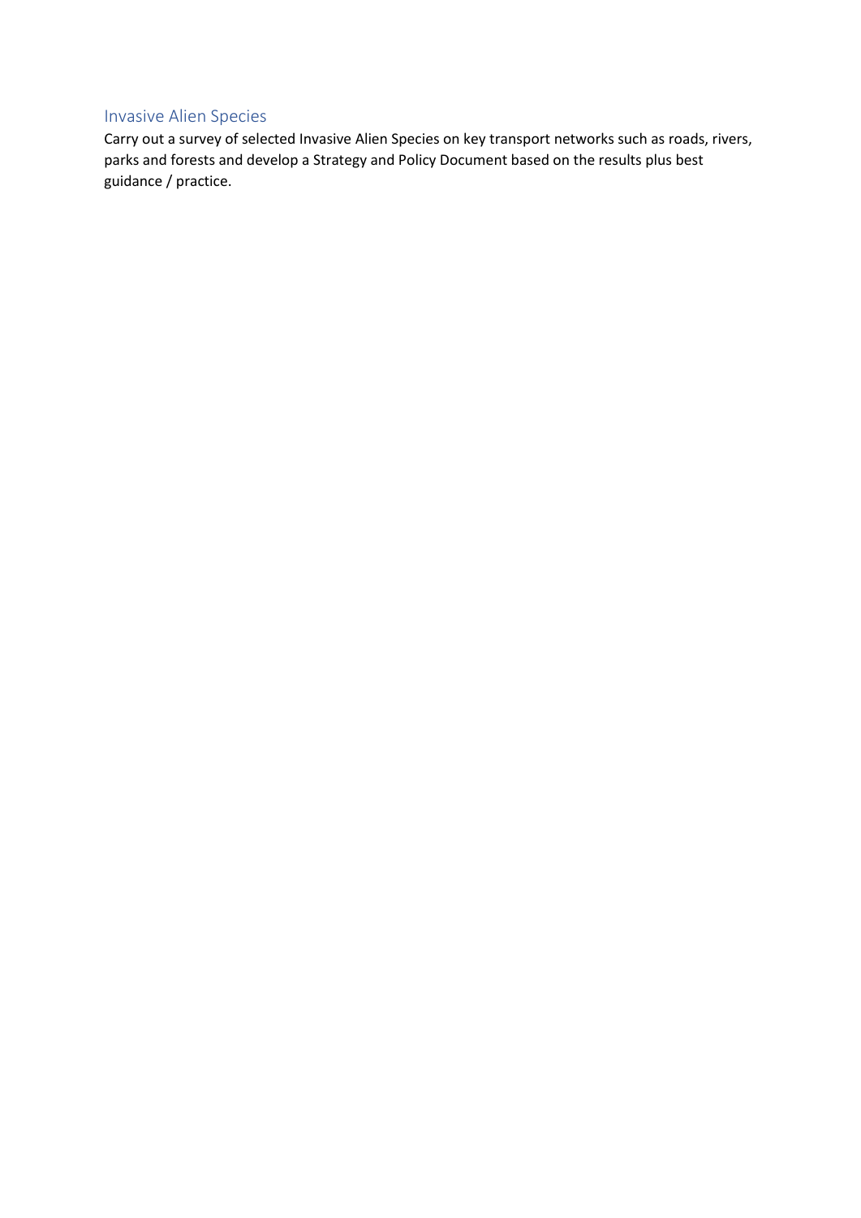## Invasive Alien Species

Carry out a survey of selected Invasive Alien Species on key transport networks such as roads, rivers, parks and forests and develop a Strategy and Policy Document based on the results plus best guidance / practice.